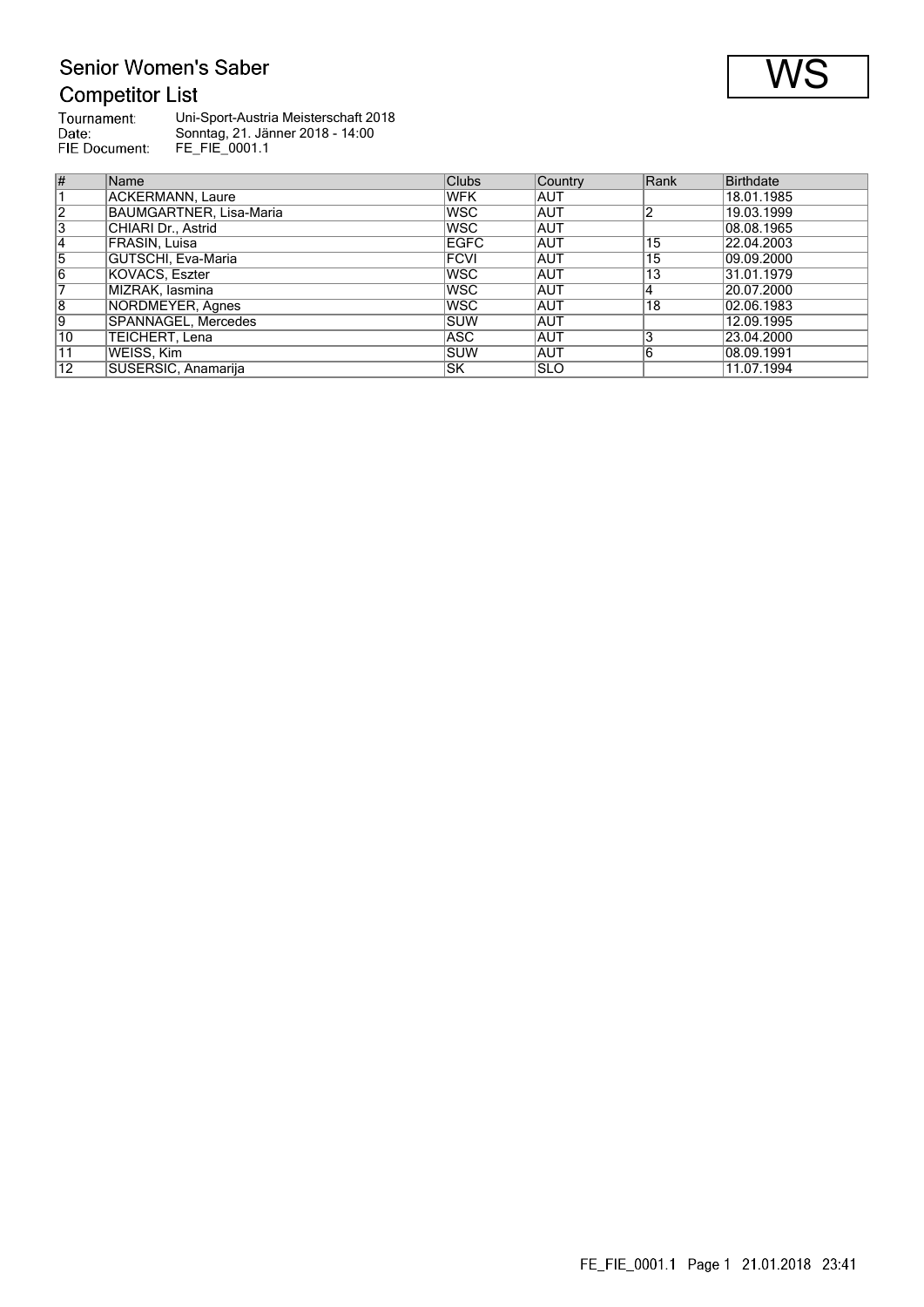# Senior Women's Saber

## Competitor List

**WS**

Tournament: Uni-Sport-Austria Meisterschaft 2018
Date: Sonntag, 21. Jänner 2018 - 14:00
FIE Document: FE_FIE_0001.1

| # | Name | Clubs | Country | Rank | Birthdate |
|---|---|---|---|---|---|
| 1 | ACKERMANN, Laure | WFK | AUT | | 18.01.1985 |
| 2 | BAUMGARTNER, Lisa-Maria | WSC | AUT | 2 | 19.03.1999 |
| 3 | CHIARI Dr., Astrid | WSC | AUT | | 08.08.1965 |
| 4 | FRASIN, Luisa | EGFC | AUT | 15 | 22.04.2003 |
| 5 | GUTSCHI, Eva-Maria | FCVI | AUT | 15 | 09.09.2000 |
| 6 | KOVACS, Eszter | WSC | AUT | 13 | 31.01.1979 |
| 7 | MIZRAK, Iasmina | WSC | AUT | 4 | 20.07.2000 |
| 8 | NORDMEYER, Agnes | WSC | AUT | 18 | 02.06.1983 |
| 9 | SPANNAGEL, Mercedes | SUW | AUT | | 12.09.1995 |
| 10 | TEICHERT, Lena | ASC | AUT | 3 | 23.04.2000 |
| 11 | WEISS, Kim | SUW | AUT | 6 | 08.09.1991 |
| 12 | SUSERSIC, Anamarija | SK | SLO | | 11.07.1994 |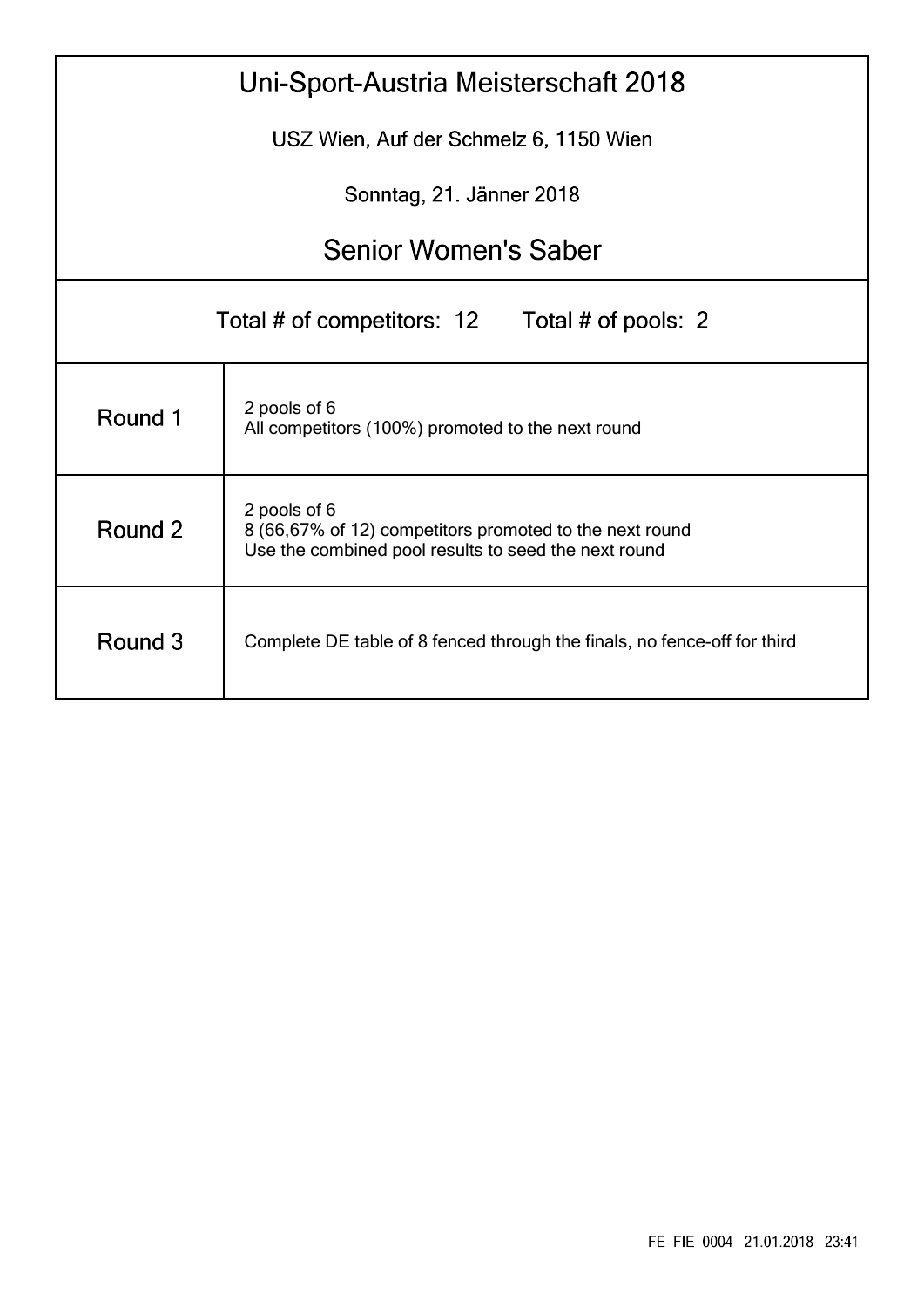# Uni-Sport-Austria Meisterschaft 2018

USZ Wien, Auf der Schmelz 6, 1150 Wien

Sonntag, 21. Jänner 2018

## Senior Women's Saber

Total # of competitors: 12 Total # of pools: 2

| Round | Description |
|---|---|
| Round 1 | 2 pools of 6<br>All competitors (100%) promoted to the next round |
| Round 2 | 2 pools of 6<br>8 (66,67% of 12) competitors promoted to the next round<br>Use the combined pool results to seed the next round |
| Round 3 | Complete DE table of 8 fenced through the finals, no fence-off for third |

FE_FIE_0004 21.01.2018 23:41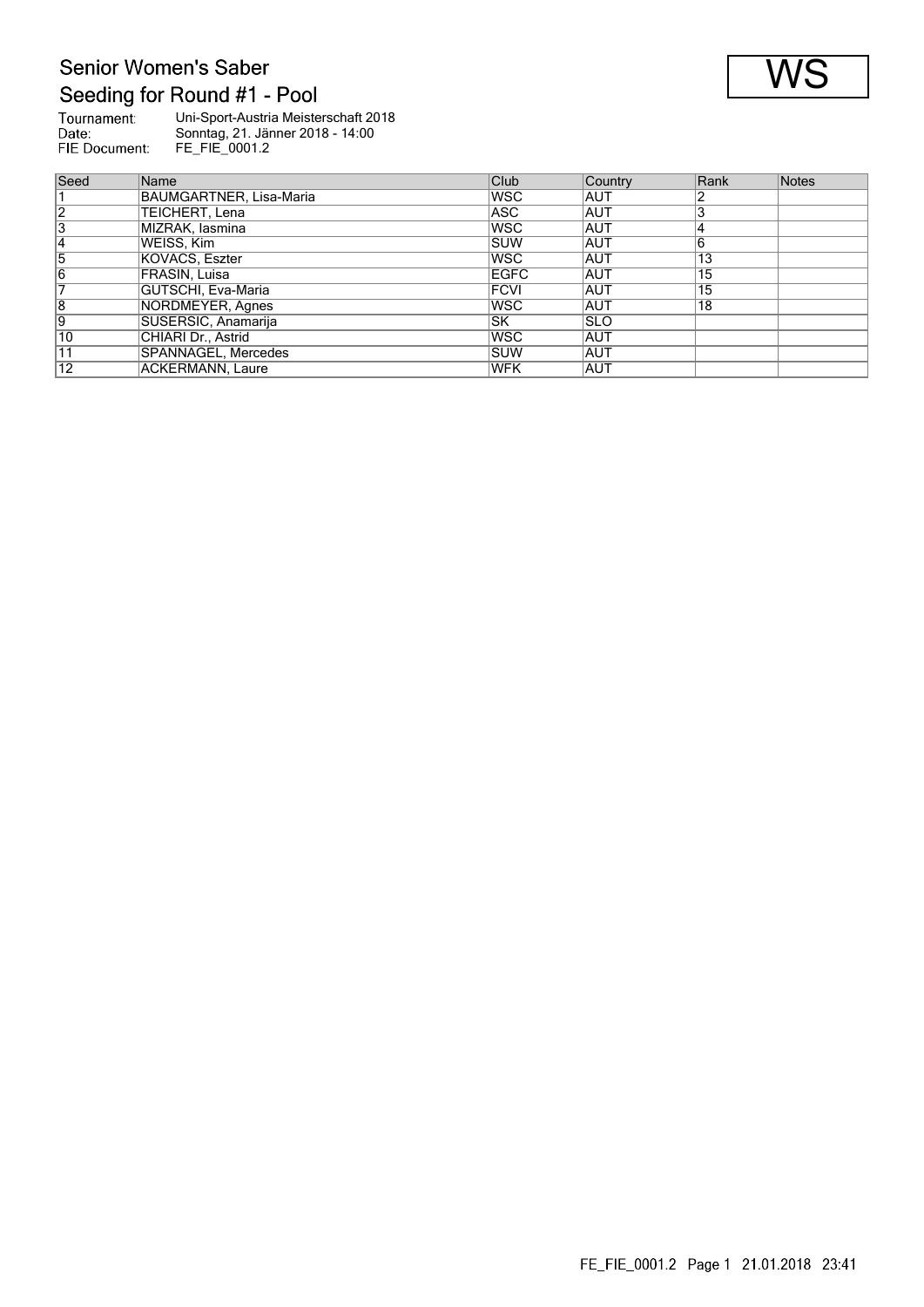# Senior Women's Saber

## Seeding for Round #1 - Pool

**WS**

Tournament: Uni-Sport-Austria Meisterschaft 2018
Date: Sonntag, 21. Jänner 2018 - 14:00
FIE Document: FE_FIE_0001.2

| Seed | Name | Club | Country | Rank | Notes |
|---|---|---|---|---|---|
| 1 | BAUMGARTNER, Lisa-Maria | WSC | AUT | 2 | |
| 2 | TEICHERT, Lena | ASC | AUT | 3 | |
| 3 | MIZRAK, Iasmina | WSC | AUT | 4 | |
| 4 | WEISS, Kim | SUW | AUT | 6 | |
| 5 | KOVACS, Eszter | WSC | AUT | 13 | |
| 6 | FRASIN, Luisa | EGFC | AUT | 15 | |
| 7 | GUTSCHI, Eva-Maria | FCVI | AUT | 15 | |
| 8 | NORDMEYER, Agnes | WSC | AUT | 18 | |
| 9 | SUSERSIC, Anamarija | SK | SLO | | |
| 10 | CHIARI Dr., Astrid | WSC | AUT | | |
| 11 | SPANNAGEL, Mercedes | SUW | AUT | | |
| 12 | ACKERMANN, Laure | WFK | AUT | | |

FE_FIE_0001.2 Page 1 21.01.2018 23:41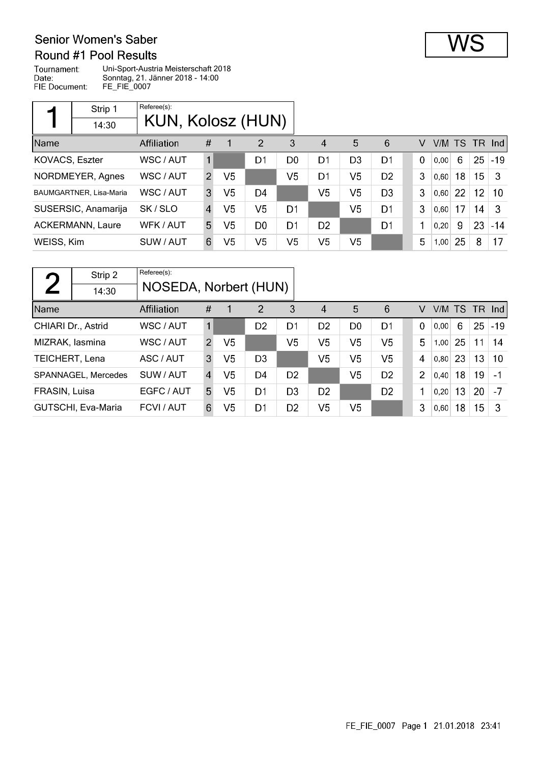# Senior Women's Saber

## Round #1 Pool Results

**WS**

Tournament: Uni-Sport-Austria Meisterschaft 2018
Date: Sonntag, 21. Jänner 2018 - 14:00
FIE Document: FE_FIE_0007

### 1 — Strip 1 — 14:30

Referee(s): KUN, Kolosz (HUN)

| Name | Affiliation | # | 1 | 2 | 3 | 4 | 5 | 6 | V | V/M | TS | TR | Ind |
|---|---|---|---|---|---|---|---|---|---|---|---|---|---|
| KOVACS, Eszter | WSC / AUT | 1 | | D1 | D0 | D1 | D3 | D1 | 0 | 0,00 | 6 | 25 | -19 |
| NORDMEYER, Agnes | WSC / AUT | 2 | V5 | | V5 | D1 | V5 | D2 | 3 | 0,60 | 18 | 15 | 3 |
| BAUMGARTNER, Lisa-Maria | WSC / AUT | 3 | V5 | D4 | | V5 | V5 | D3 | 3 | 0,60 | 22 | 12 | 10 |
| SUSERSIC, Anamarija | SK / SLO | 4 | V5 | V5 | D1 | | V5 | D1 | 3 | 0,60 | 17 | 14 | 3 |
| ACKERMANN, Laure | WFK / AUT | 5 | V5 | D0 | D1 | D2 | | D1 | 1 | 0,20 | 9 | 23 | -14 |
| WEISS, Kim | SUW / AUT | 6 | V5 | V5 | V5 | V5 | V5 | | 5 | 1,00 | 25 | 8 | 17 |

### 2 — Strip 2 — 14:30

Referee(s): NOSEDA, Norbert (HUN)

| Name | Affiliation | # | 1 | 2 | 3 | 4 | 5 | 6 | V | V/M | TS | TR | Ind |
|---|---|---|---|---|---|---|---|---|---|---|---|---|---|
| CHIARI Dr., Astrid | WSC / AUT | 1 | | D2 | D1 | D2 | D0 | D1 | 0 | 0,00 | 6 | 25 | -19 |
| MIZRAK, Iasmina | WSC / AUT | 2 | V5 | | V5 | V5 | V5 | V5 | 5 | 1,00 | 25 | 11 | 14 |
| TEICHERT, Lena | ASC / AUT | 3 | V5 | D3 | | V5 | V5 | V5 | 4 | 0,80 | 23 | 13 | 10 |
| SPANNAGEL, Mercedes | SUW / AUT | 4 | V5 | D4 | D2 | | V5 | D2 | 2 | 0,40 | 18 | 19 | -1 |
| FRASIN, Luisa | EGFC / AUT | 5 | V5 | D1 | D3 | D2 | | D2 | 1 | 0,20 | 13 | 20 | -7 |
| GUTSCHI, Eva-Maria | FCVI / AUT | 6 | V5 | D1 | D2 | V5 | V5 | | 3 | 0,60 | 18 | 15 | 3 |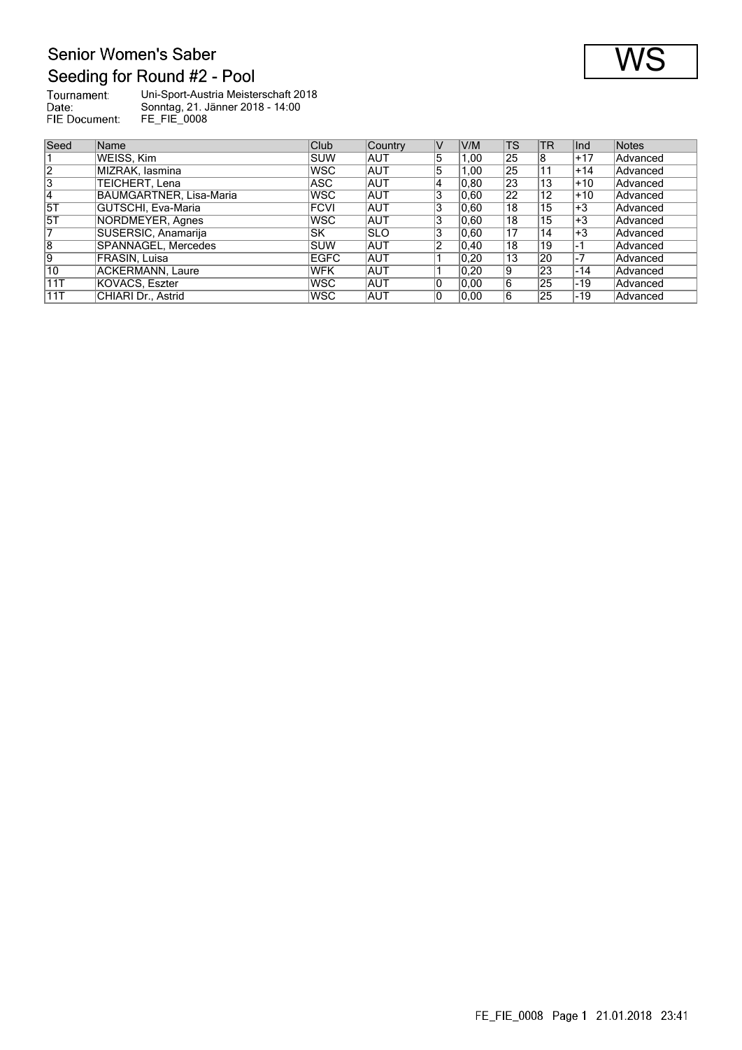# Senior Women's Saber

## Seeding for Round #2 - Pool

**WS**

Tournament: Uni-Sport-Austria Meisterschaft 2018
Date: Sonntag, 21. Jänner 2018 - 14:00
FIE Document: FE_FIE_0008

| Seed | Name | Club | Country | V | V/M | TS | TR | Ind | Notes |
|---|---|---|---|---|---|---|---|---|---|
| 1 | WEISS, Kim | SUW | AUT | 5 | 1,00 | 25 | 8 | +17 | Advanced |
| 2 | MIZRAK, Iasmina | WSC | AUT | 5 | 1,00 | 25 | 11 | +14 | Advanced |
| 3 | TEICHERT, Lena | ASC | AUT | 4 | 0,80 | 23 | 13 | +10 | Advanced |
| 4 | BAUMGARTNER, Lisa-Maria | WSC | AUT | 3 | 0,60 | 22 | 12 | +10 | Advanced |
| 5T | GUTSCHI, Eva-Maria | FCVI | AUT | 3 | 0,60 | 18 | 15 | +3 | Advanced |
| 5T | NORDMEYER, Agnes | WSC | AUT | 3 | 0,60 | 18 | 15 | +3 | Advanced |
| 7 | SUSERSIC, Anamarija | SK | SLO | 3 | 0,60 | 17 | 14 | +3 | Advanced |
| 8 | SPANNAGEL, Mercedes | SUW | AUT | 2 | 0,40 | 18 | 19 | -1 | Advanced |
| 9 | FRASIN, Luisa | EGFC | AUT | 1 | 0,20 | 13 | 20 | -7 | Advanced |
| 10 | ACKERMANN, Laure | WFK | AUT | 1 | 0,20 | 9 | 23 | -14 | Advanced |
| 11T | KOVACS, Eszter | WSC | AUT | 0 | 0,00 | 6 | 25 | -19 | Advanced |
| 11T | CHIARI Dr., Astrid | WSC | AUT | 0 | 0,00 | 6 | 25 | -19 | Advanced |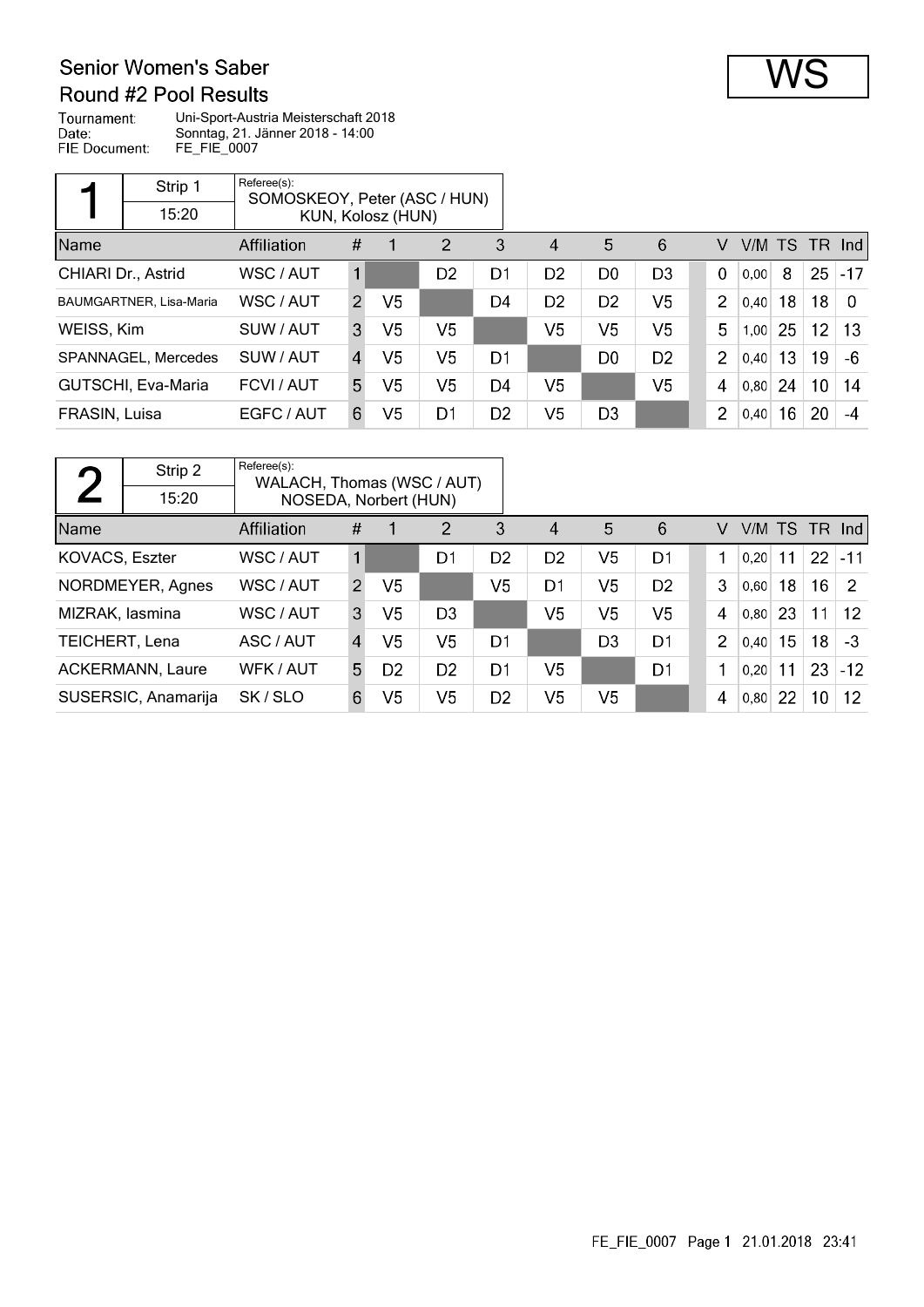# Senior Women's Saber

## Round #2 Pool Results

WS

Tournament: Uni-Sport-Austria Meisterschaft 2018
Date: Sonntag, 21. Jänner 2018 - 14:00
FIE Document: FE_FIE_0007

| 1 | Strip 1 | Referee(s): |
|---|---|---|
| | 15:20 | SOMOSKEOY, Peter (ASC / HUN)<br>KUN, Kolosz (HUN) |

| Name | Affiliation | # | 1 | 2 | 3 | 4 | 5 | 6 | V | V/M | TS | TR | Ind |
|---|---|---|---|---|---|---|---|---|---|---|---|---|---|
| CHIARI Dr., Astrid | WSC / AUT | 1 | | D2 | D1 | D2 | D0 | D3 | 0 | 0,00 | 8 | 25 | -17 |
| BAUMGARTNER, Lisa-Maria | WSC / AUT | 2 | V5 | | D4 | D2 | D2 | V5 | 2 | 0,40 | 18 | 18 | 0 |
| WEISS, Kim | SUW / AUT | 3 | V5 | V5 | | V5 | V5 | V5 | 5 | 1,00 | 25 | 12 | 13 |
| SPANNAGEL, Mercedes | SUW / AUT | 4 | V5 | V5 | D1 | | D0 | D2 | 2 | 0,40 | 13 | 19 | -6 |
| GUTSCHI, Eva-Maria | FCVI / AUT | 5 | V5 | V5 | D4 | V5 | | V5 | 4 | 0,80 | 24 | 10 | 14 |
| FRASIN, Luisa | EGFC / AUT | 6 | V5 | D1 | D2 | V5 | D3 | | 2 | 0,40 | 16 | 20 | -4 |

| 2 | Strip 2 | Referee(s): |
|---|---|---|
| | 15:20 | WALACH, Thomas (WSC / AUT)<br>NOSEDA, Norbert (HUN) |

| Name | Affiliation | # | 1 | 2 | 3 | 4 | 5 | 6 | V | V/M | TS | TR | Ind |
|---|---|---|---|---|---|---|---|---|---|---|---|---|---|
| KOVACS, Eszter | WSC / AUT | 1 | | D1 | D2 | D2 | V5 | D1 | 1 | 0,20 | 11 | 22 | -11 |
| NORDMEYER, Agnes | WSC / AUT | 2 | V5 | | V5 | D1 | V5 | D2 | 3 | 0,60 | 18 | 16 | 2 |
| MIZRAK, Iasmina | WSC / AUT | 3 | V5 | D3 | | V5 | V5 | V5 | 4 | 0,80 | 23 | 11 | 12 |
| TEICHERT, Lena | ASC / AUT | 4 | V5 | V5 | D1 | | D3 | D1 | 2 | 0,40 | 15 | 18 | -3 |
| ACKERMANN, Laure | WFK / AUT | 5 | D2 | D2 | D1 | V5 | | D1 | 1 | 0,20 | 11 | 23 | -12 |
| SUSERSIC, Anamarija | SK / SLO | 6 | V5 | V5 | D2 | V5 | V5 | | 4 | 0,80 | 22 | 10 | 12 |

FE_FIE_0007 Page 1 21.01.2018 23:41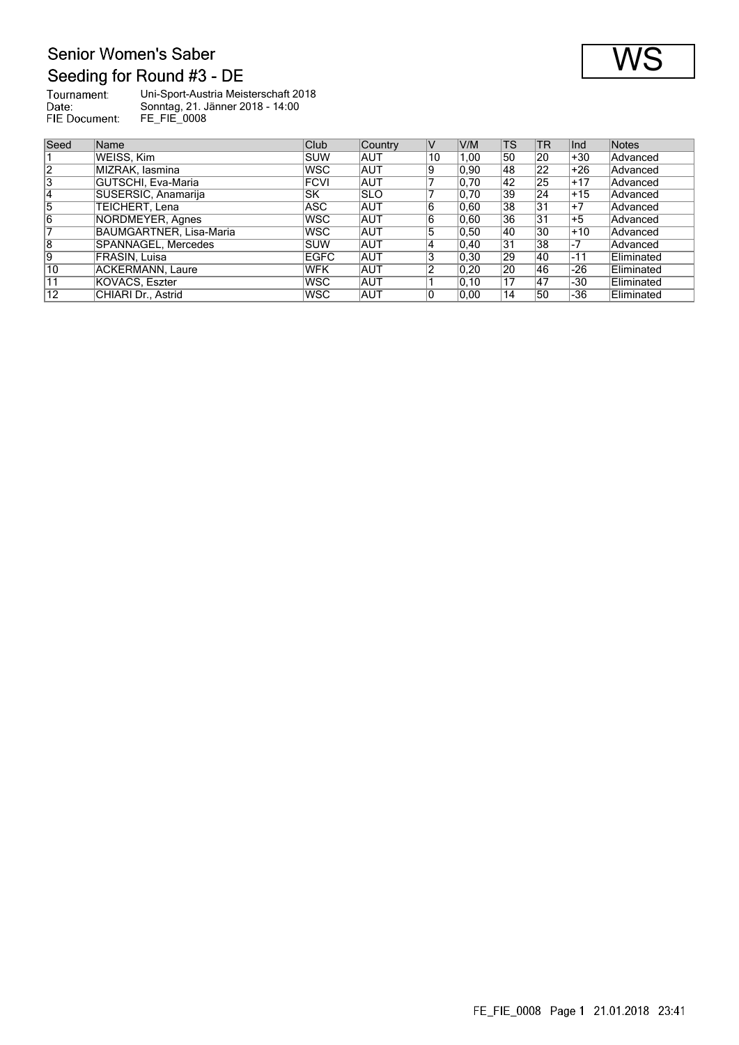# Senior Women's Saber

## Seeding for Round #3 - DE

WS

Tournament: Uni-Sport-Austria Meisterschaft 2018
Date: Sonntag, 21. Jänner 2018 - 14:00
FIE Document: FE_FIE_0008

| Seed | Name | Club | Country | V | V/M | TS | TR | Ind | Notes |
|---|---|---|---|---|---|---|---|---|---|
| 1 | WEISS, Kim | SUW | AUT | 10 | 1,00 | 50 | 20 | +30 | Advanced |
| 2 | MIZRAK, Iasmina | WSC | AUT | 9 | 0,90 | 48 | 22 | +26 | Advanced |
| 3 | GUTSCHI, Eva-Maria | FCVI | AUT | 7 | 0,70 | 42 | 25 | +17 | Advanced |
| 4 | SUSERSIC, Anamarija | SK | SLO | 7 | 0,70 | 39 | 24 | +15 | Advanced |
| 5 | TEICHERT, Lena | ASC | AUT | 6 | 0,60 | 38 | 31 | +7 | Advanced |
| 6 | NORDMEYER, Agnes | WSC | AUT | 6 | 0,60 | 36 | 31 | +5 | Advanced |
| 7 | BAUMGARTNER, Lisa-Maria | WSC | AUT | 5 | 0,50 | 40 | 30 | +10 | Advanced |
| 8 | SPANNAGEL, Mercedes | SUW | AUT | 4 | 0,40 | 31 | 38 | -7 | Advanced |
| 9 | FRASIN, Luisa | EGFC | AUT | 3 | 0,30 | 29 | 40 | -11 | Eliminated |
| 10 | ACKERMANN, Laure | WFK | AUT | 2 | 0,20 | 20 | 46 | -26 | Eliminated |
| 11 | KOVACS, Eszter | WSC | AUT | 1 | 0,10 | 17 | 47 | -30 | Eliminated |
| 12 | CHIARI Dr., Astrid | WSC | AUT | 0 | 0,00 | 14 | 50 | -36 | Eliminated |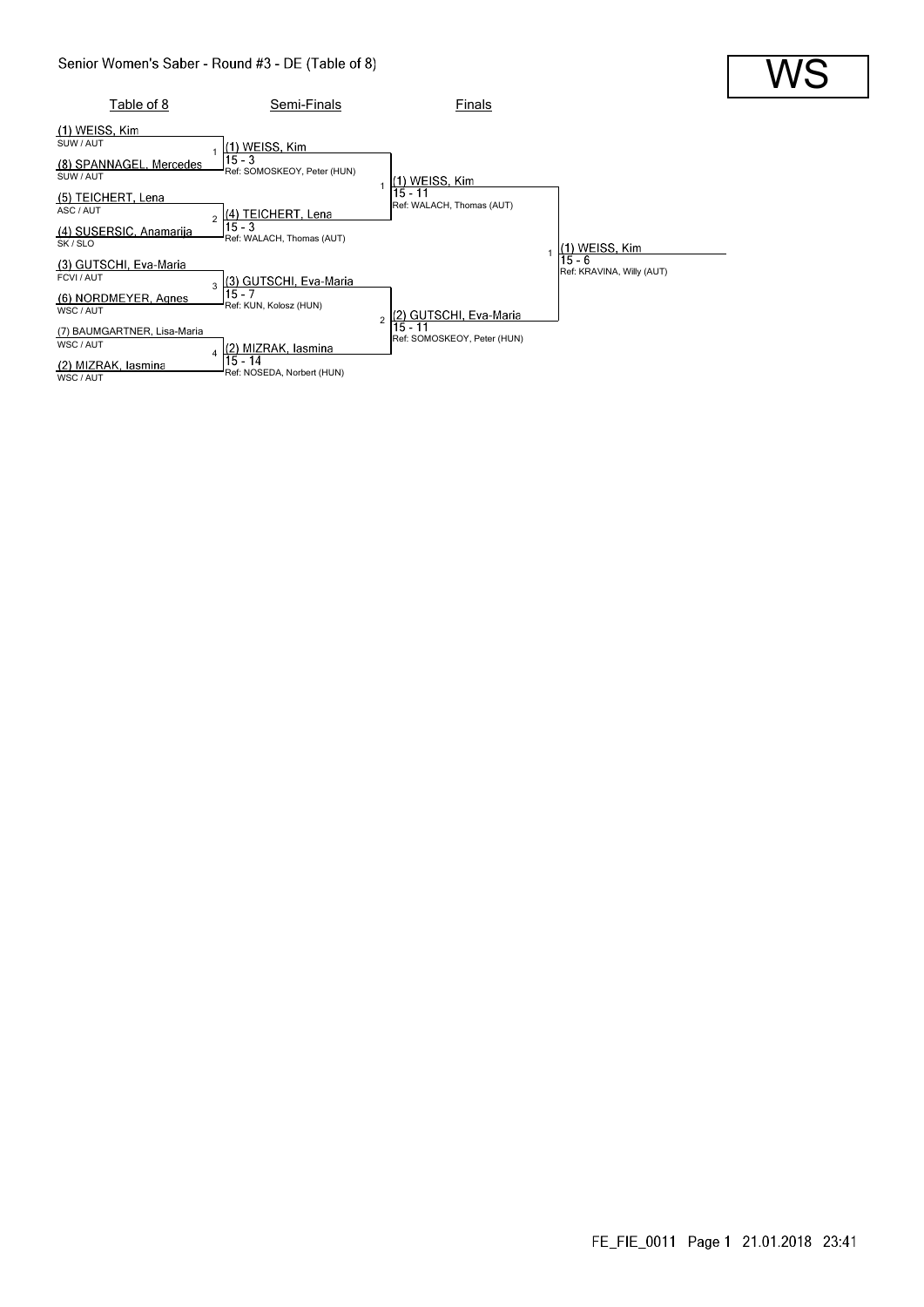# Senior Women's Saber - Round #3 - DE (Table of 8)

**WS**

| Table of 8 | Semi-Finals | Finals | |
|---|---|---|---|
| (1) WEISS, Kim<br>SUW / AUT | | | |
| 1 | (1) WEISS, Kim<br>15 - 3<br>Ref: SOMOSKEOY, Peter (HUN) | | |
| (8) SPANNAGEL, Mercedes<br>SUW / AUT | | | |
| | 1 | (1) WEISS, Kim<br>15 - 11<br>Ref: WALACH, Thomas (AUT) | |
| (5) TEICHERT, Lena<br>ASC / AUT | | | |
| 2 | (4) TEICHERT, Lena<br>15 - 3<br>Ref: WALACH, Thomas (AUT) | | |
| (4) SUSERSIC, Anamarija<br>SK / SLO | | | |
| | | 1 | (1) WEISS, Kim<br>15 - 6<br>Ref: KRAVINA, Willy (AUT) |
| (3) GUTSCHI, Eva-Maria<br>FCVI / AUT | | | |
| 3 | (3) GUTSCHI, Eva-Maria<br>15 - 7<br>Ref: KUN, Kolosz (HUN) | | |
| (6) NORDMEYER, Agnes<br>WSC / AUT | | | |
| | 2 | (2) GUTSCHI, Eva-Maria<br>15 - 11<br>Ref: SOMOSKEOY, Peter (HUN) | |
| (7) BAUMGARTNER, Lisa-Maria<br>WSC / AUT | | | |
| 4 | (2) MIZRAK, Iasmina<br>15 - 14<br>Ref: NOSEDA, Norbert (HUN) | | |
| (2) MIZRAK, Iasmina<br>WSC / AUT | | | |

FE_FIE_0011 Page 1 21.01.2018 23:41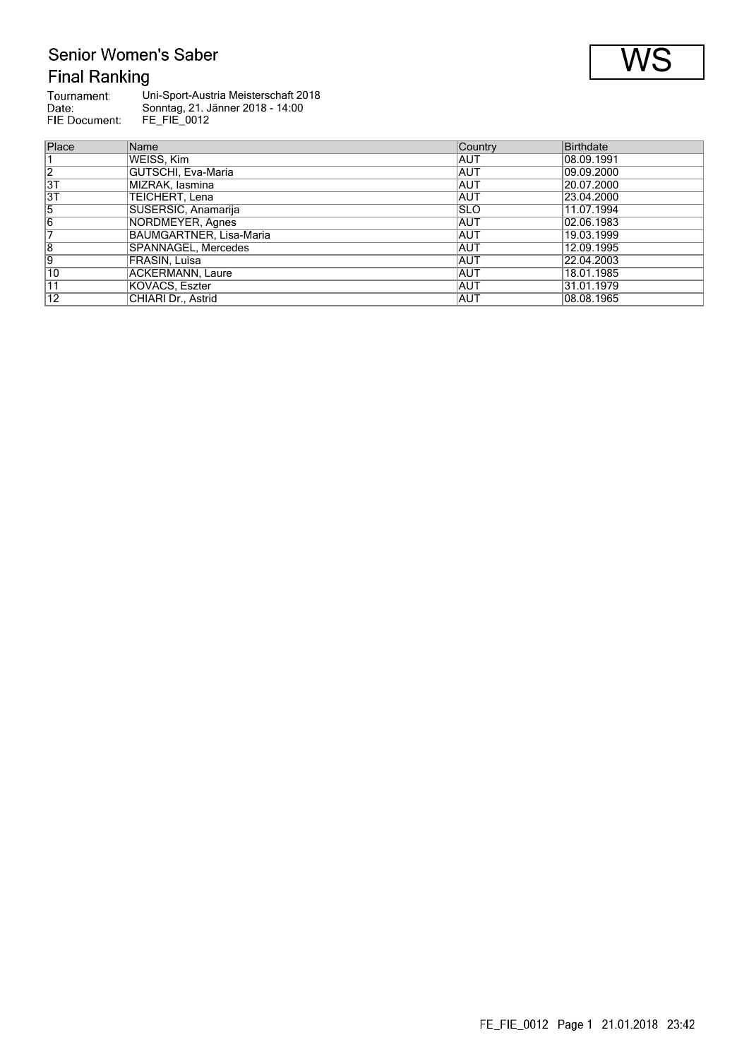# Senior Women's Saber

## Final Ranking

WS

Tournament: Uni-Sport-Austria Meisterschaft 2018
Date: Sonntag, 21. Jänner 2018 - 14:00
FIE Document: FE_FIE_0012

| Place | Name | Country | Birthdate |
|---|---|---|---|
| 1 | WEISS, Kim | AUT | 08.09.1991 |
| 2 | GUTSCHI, Eva-Maria | AUT | 09.09.2000 |
| 3T | MIZRAK, Iasmina | AUT | 20.07.2000 |
| 3T | TEICHERT, Lena | AUT | 23.04.2000 |
| 5 | SUSERSIC, Anamarija | SLO | 11.07.1994 |
| 6 | NORDMEYER, Agnes | AUT | 02.06.1983 |
| 7 | BAUMGARTNER, Lisa-Maria | AUT | 19.03.1999 |
| 8 | SPANNAGEL, Mercedes | AUT | 12.09.1995 |
| 9 | FRASIN, Luisa | AUT | 22.04.2003 |
| 10 | ACKERMANN, Laure | AUT | 18.01.1985 |
| 11 | KOVACS, Eszter | AUT | 31.01.1979 |
| 12 | CHIARI Dr., Astrid | AUT | 08.08.1965 |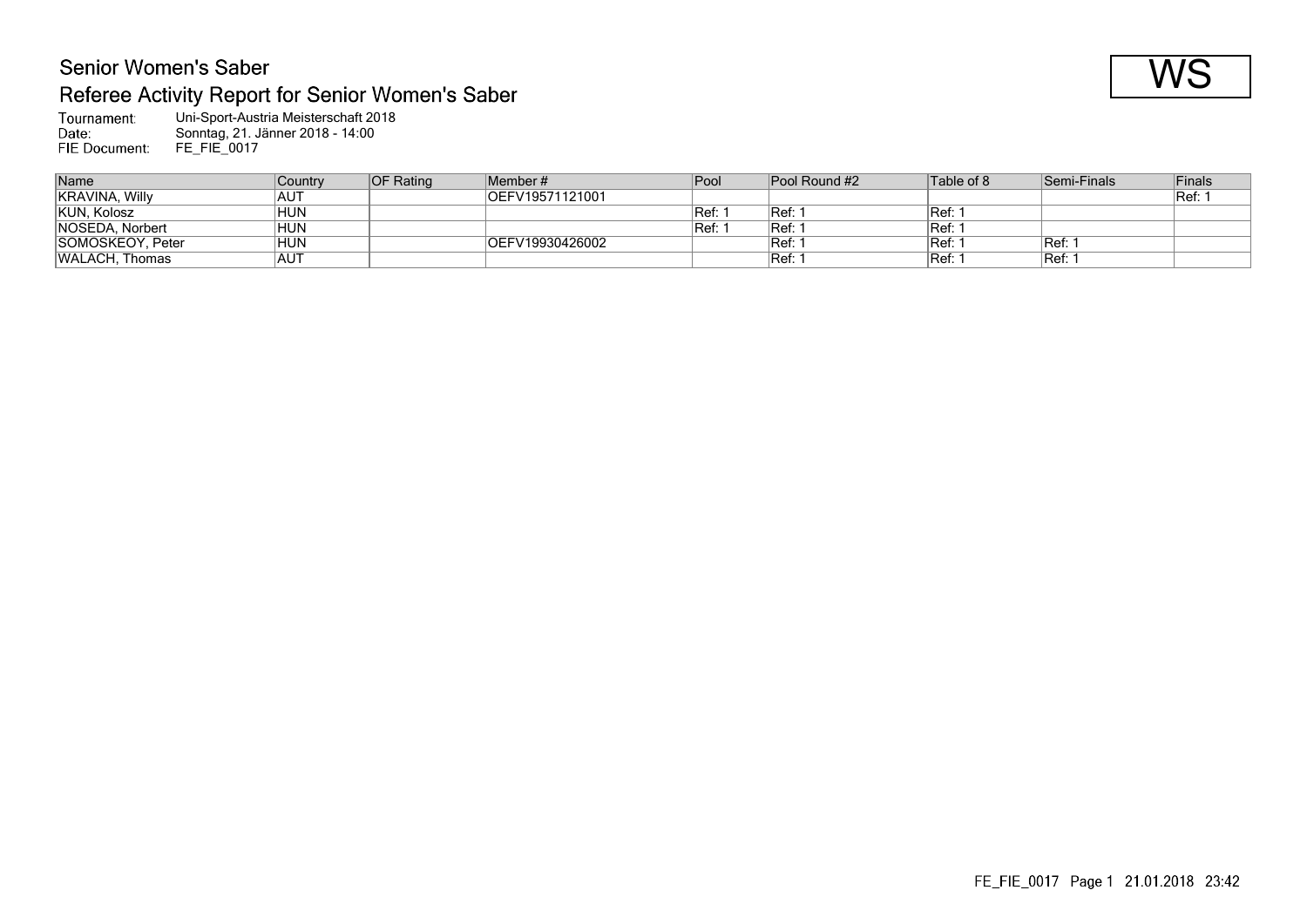# Senior Women's Saber

## Referee Activity Report for Senior Women's Saber

WS

Tournament: Uni-Sport-Austria Meisterschaft 2018
Date: Sonntag, 21. Jänner 2018 - 14:00
FIE Document: FE_FIE_0017

| Name | Country | OF Rating | Member # | Pool | Pool Round #2 | Table of 8 | Semi-Finals | Finals |
|---|---|---|---|---|---|---|---|---|
| KRAVINA, Willy | AUT | | OEFV19571121001 | | | | | Ref: 1 |
| KUN, Kolosz | HUN | | | Ref: 1 | Ref: 1 | Ref: 1 | | |
| NOSEDA, Norbert | HUN | | | Ref: 1 | Ref: 1 | Ref: 1 | | |
| SOMOSKEOY, Peter | HUN | | OEFV19930426002 | | Ref: 1 | Ref: 1 | Ref: 1 | |
| WALACH, Thomas | AUT | | | | Ref: 1 | Ref: 1 | Ref: 1 | |